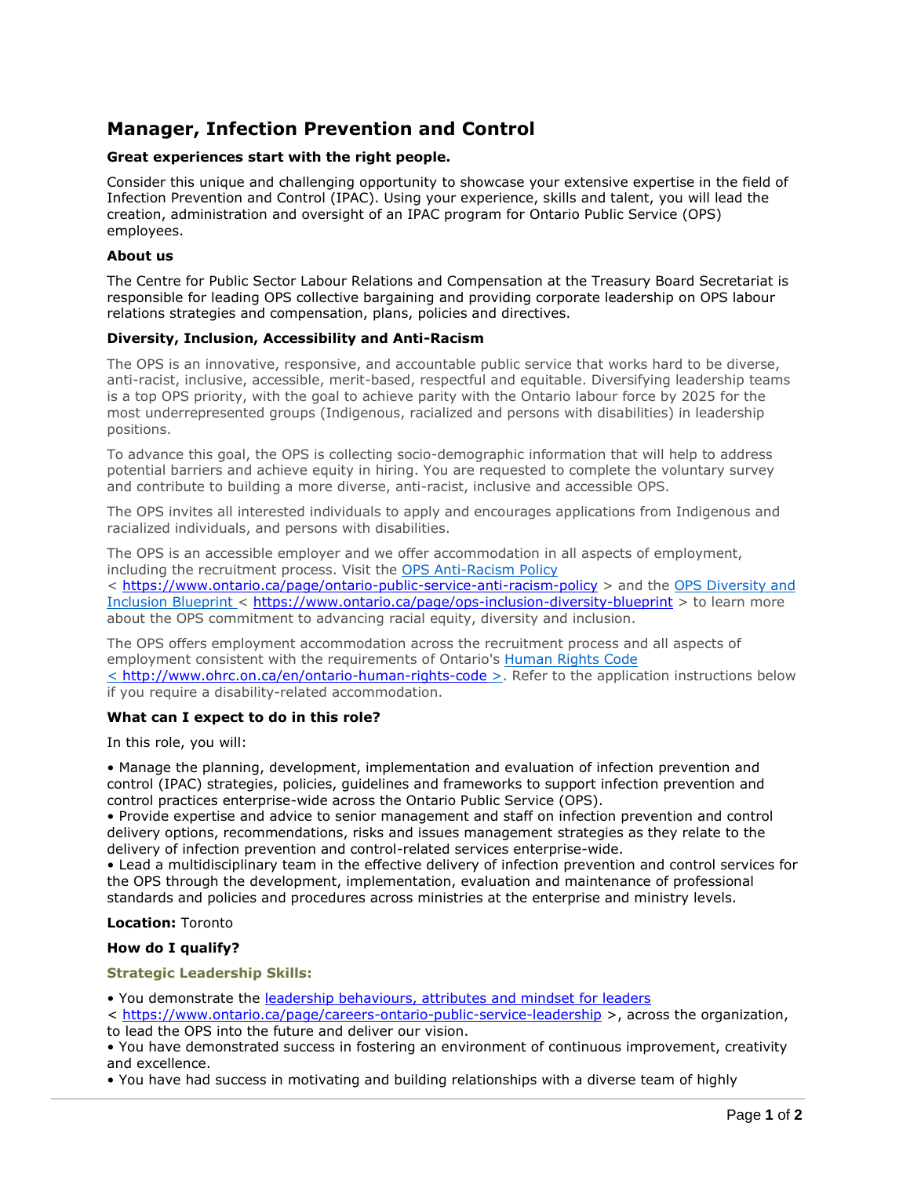# Manager, Infection Prevention and Control

**Great experiences start with the right people.**

Consider this unique and challenging opportunity to showcase your extensive expertise in the field of Infection Prevention and Control (IPAC). Using your experience, skills and talent, you will lead the creation, administration and oversight of an IPAC program for Ontario Public Service (OPS) employees.

**About us**

The Centre for Public Sector Labour Relations and Compensation at the Treasury Board Secretariat is responsible for leading OPS collective bargaining and providing corporate leadership on OPS labour relations strategies and compensation, plans, policies and directives.

**Diversity, Inclusion, Accessibility and Anti-Racism**

The OPS is an innovative, responsive, and accountable public service that works hard to be diverse, anti-racist, inclusive, accessible, merit-based, respectful and equitable. Diversifying leadership teams is a top OPS priority, with the goal to achieve parity with the Ontario labour force by 2025 for the most underrepresented groups (Indigenous, racialized and persons with disabilities) in leadership positions.

To advance this goal, the OPS is collecting socio-demographic information that will help to address potential barriers and achieve equity in hiring. You are requested to complete the voluntary survey and contribute to building a more diverse, anti-racist, inclusive and accessible OPS.

The OPS invites all interested individuals to apply and encourages applications from Indigenous and racialized individuals, and persons with disabilities.

The OPS is an accessible employer and we offer accommodation in all aspects of employment, including the recruitment process. Visit the [OPS Anti-Racism Policy](https://www.ontario.ca/page/ontario-public-service-anti-racism-policy) < https://www.ontario.ca/page/ontario-public-service-anti-racism-policy > and the [OPS Diversity and Inclusion Blueprint](https://www.ontario.ca/page/ops-inclusion-diversity-blueprint) < https://www.ontario.ca/page/ops-inclusion-diversity-blueprint > to learn more about the OPS commitment to advancing racial equity, diversity and inclusion.

The OPS offers employment accommodation across the recruitment process and all aspects of employment consistent with the requirements of Ontario's [Human Rights Code](http://www.ohrc.on.ca/en/ontario-human-rights-code) < http://www.ohrc.on.ca/en/ontario-human-rights-code >. Refer to the application instructions below if you require a disability-related accommodation.

**What can I expect to do in this role?**

In this role, you will:

- Manage the planning, development, implementation and evaluation of infection prevention and control (IPAC) strategies, policies, guidelines and frameworks to support infection prevention and control practices enterprise-wide across the Ontario Public Service (OPS).
- Provide expertise and advice to senior management and staff on infection prevention and control delivery options, recommendations, risks and issues management strategies as they relate to the delivery of infection prevention and control-related services enterprise-wide.
- Lead a multidisciplinary team in the effective delivery of infection prevention and control services for the OPS through the development, implementation, evaluation and maintenance of professional standards and policies and procedures across ministries at the enterprise and ministry levels.

**Location:** Toronto

**How do I qualify?**

**Strategic Leadership Skills:**

- You demonstrate the [leadership behaviours, attributes and mindset for leaders](https://www.ontario.ca/page/careers-ontario-public-service-leadership) < https://www.ontario.ca/page/careers-ontario-public-service-leadership >, across the organization, to lead the OPS into the future and deliver our vision.
- You have demonstrated success in fostering an environment of continuous improvement, creativity and excellence.
- You have had success in motivating and building relationships with a diverse team of highly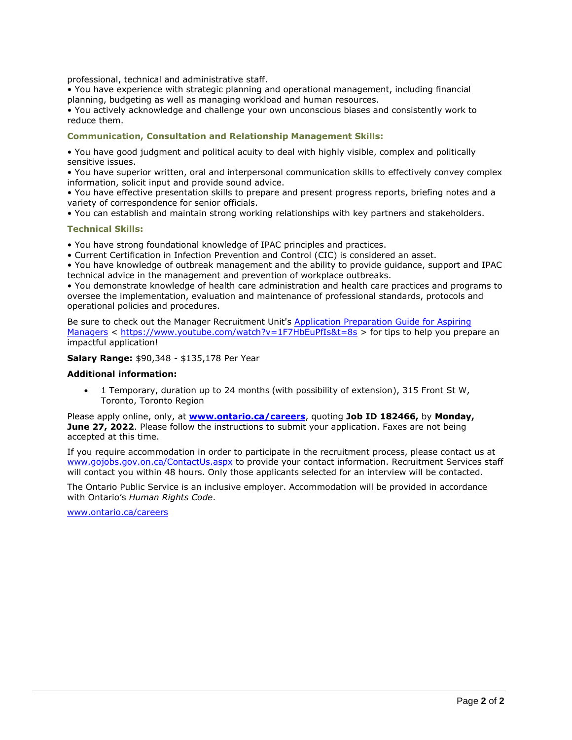professional, technical and administrative staff.
• You have experience with strategic planning and operational management, including financial planning, budgeting as well as managing workload and human resources.
• You actively acknowledge and challenge your own unconscious biases and consistently work to reduce them.

### Communication, Consultation and Relationship Management Skills:

• You have good judgment and political acuity to deal with highly visible, complex and politically sensitive issues.
• You have superior written, oral and interpersonal communication skills to effectively convey complex information, solicit input and provide sound advice.
• You have effective presentation skills to prepare and present progress reports, briefing notes and a variety of correspondence for senior officials.
• You can establish and maintain strong working relationships with key partners and stakeholders.

### Technical Skills:

• You have strong foundational knowledge of IPAC principles and practices.
• Current Certification in Infection Prevention and Control (CIC) is considered an asset.
• You have knowledge of outbreak management and the ability to provide guidance, support and IPAC technical advice in the management and prevention of workplace outbreaks.
• You demonstrate knowledge of health care administration and health care practices and programs to oversee the implementation, evaluation and maintenance of professional standards, protocols and operational policies and procedures.

Be sure to check out the Manager Recruitment Unit's [Application Preparation Guide for Aspiring Managers](https://www.youtube.com/watch?v=1F7HbEuPfIs&t=8s) < https://www.youtube.com/watch?v=1F7HbEuPfIs&t=8s > for tips to help you prepare an impactful application!

**Salary Range:** $90,348 - $135,178 Per Year

**Additional information:**

- 1 Temporary, duration up to 24 months (with possibility of extension), 315 Front St W, Toronto, Toronto Region

Please apply online, only, at **www.ontario.ca/careers**, quoting **Job ID 182466,** by **Monday, June 27, 2022**. Please follow the instructions to submit your application. Faxes are not being accepted at this time.

If you require accommodation in order to participate in the recruitment process, please contact us at www.gojobs.gov.on.ca/ContactUs.aspx to provide your contact information. Recruitment Services staff will contact you within 48 hours. Only those applicants selected for an interview will be contacted.

The Ontario Public Service is an inclusive employer. Accommodation will be provided in accordance with Ontario's *Human Rights Code*.

www.ontario.ca/careers